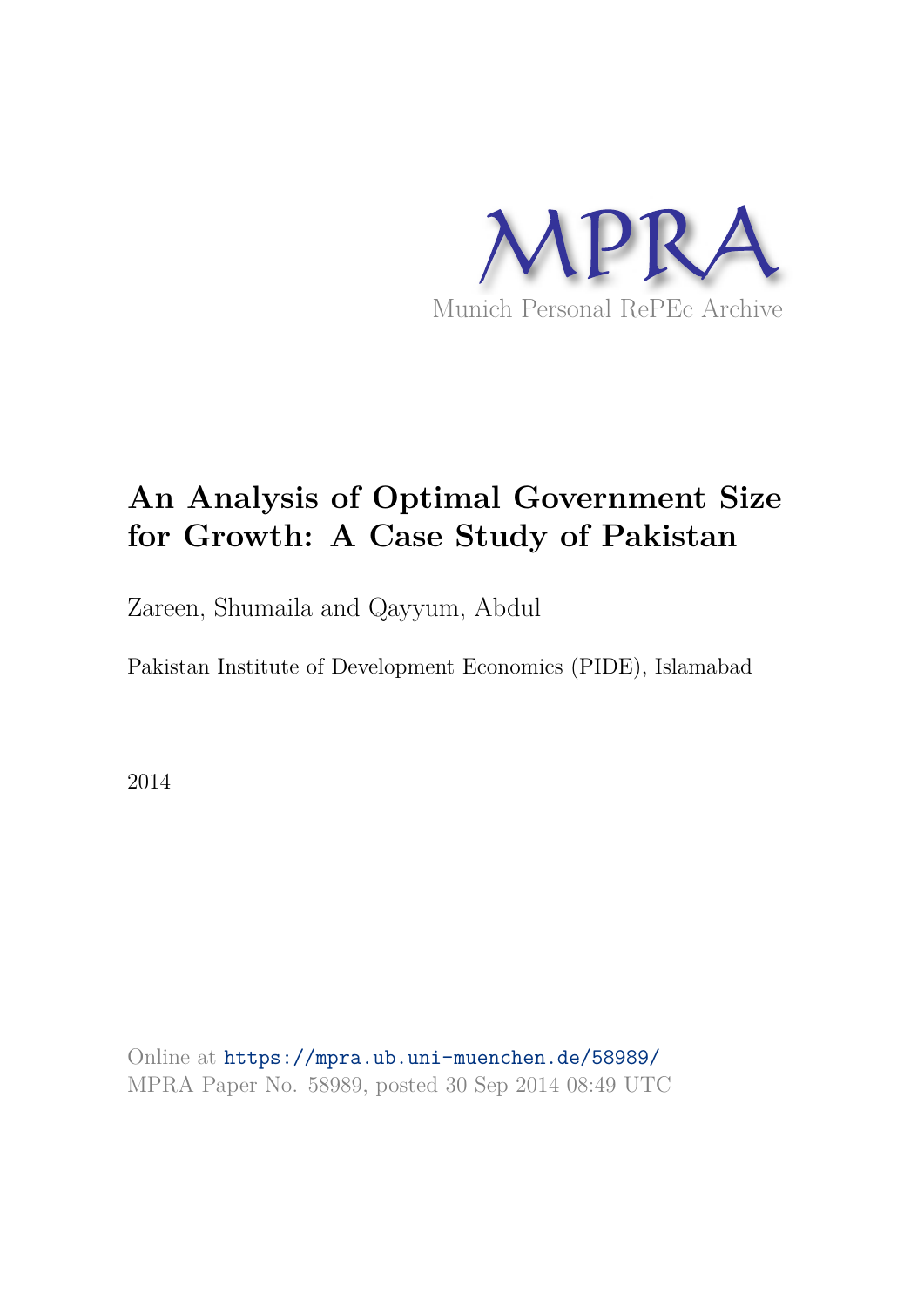MPRA

Munich Personal RePEc Archive

# An Analysis of Optimal Government Size for Growth: A Case Study of Pakistan

Zareen, Shumaila and Qayyum, Abdul

Pakistan Institute of Development Economics (PIDE), Islamabad

2014

Online at https://mpra.ub.uni-muenchen.de/58989/
MPRA Paper No. 58989, posted 30 Sep 2014 08:49 UTC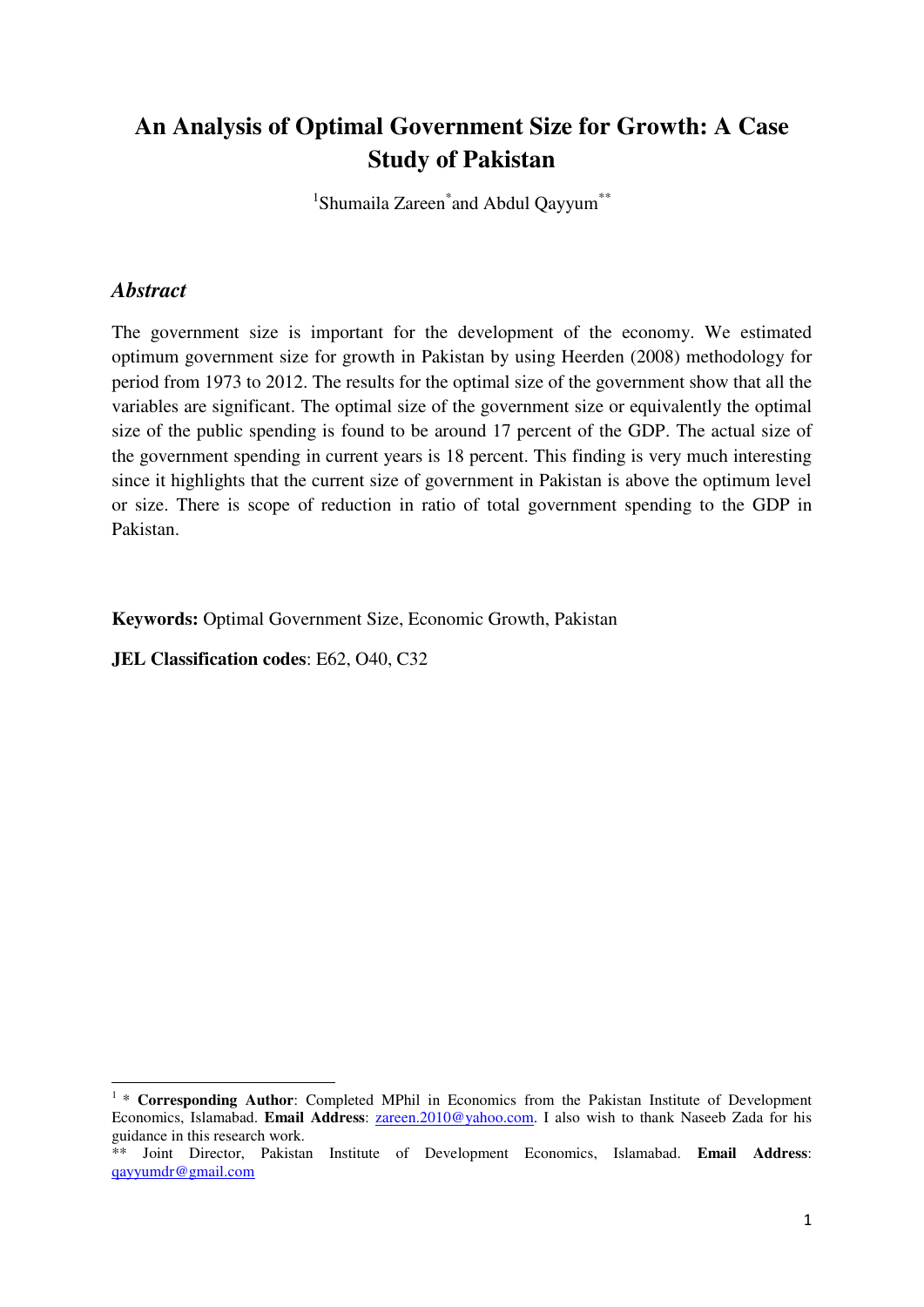# An Analysis of Optimal Government Size for Growth: A Case Study of Pakistan

[1]Shumaila Zareen[*]and Abdul Qayyum[**]

## *Abstract*

The government size is important for the development of the economy. We estimated optimum government size for growth in Pakistan by using Heerden (2008) methodology for period from 1973 to 2012. The results for the optimal size of the government show that all the variables are significant. The optimal size of the government size or equivalently the optimal size of the public spending is found to be around 17 percent of the GDP. The actual size of the government spending in current years is 18 percent. This finding is very much interesting since it highlights that the current size of government in Pakistan is above the optimum level or size. There is scope of reduction in ratio of total government spending to the GDP in Pakistan.

**Keywords:** Optimal Government Size, Economic Growth, Pakistan

**JEL Classification codes**: E62, O40, C32

---

[1] * **Corresponding Author**: Completed MPhil in Economics from the Pakistan Institute of Development Economics, Islamabad. **Email Address**: zareen.2010@yahoo.com. I also wish to thank Naseeb Zada for his guidance in this research work.

** Joint Director, Pakistan Institute of Development Economics, Islamabad. **Email Address**: qayyumdr@gmail.com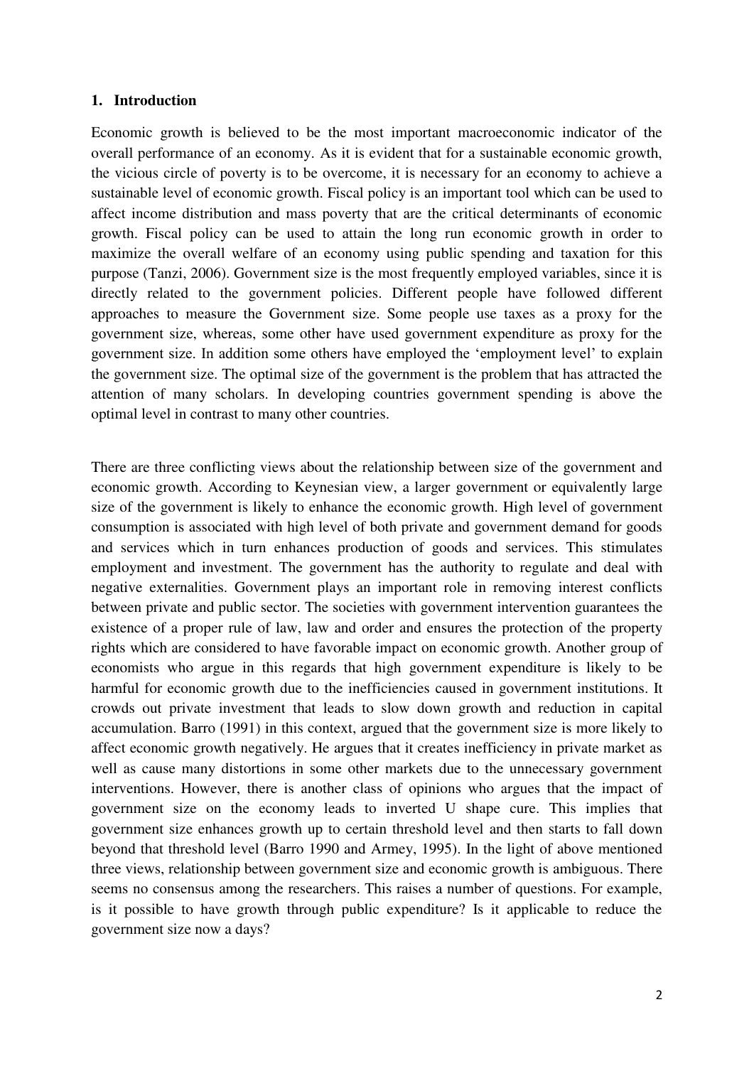## 1. Introduction

Economic growth is believed to be the most important macroeconomic indicator of the overall performance of an economy. As it is evident that for a sustainable economic growth, the vicious circle of poverty is to be overcome, it is necessary for an economy to achieve a sustainable level of economic growth. Fiscal policy is an important tool which can be used to affect income distribution and mass poverty that are the critical determinants of economic growth. Fiscal policy can be used to attain the long run economic growth in order to maximize the overall welfare of an economy using public spending and taxation for this purpose (Tanzi, 2006). Government size is the most frequently employed variables, since it is directly related to the government policies. Different people have followed different approaches to measure the Government size. Some people use taxes as a proxy for the government size, whereas, some other have used government expenditure as proxy for the government size. In addition some others have employed the 'employment level' to explain the government size. The optimal size of the government is the problem that has attracted the attention of many scholars. In developing countries government spending is above the optimal level in contrast to many other countries.

There are three conflicting views about the relationship between size of the government and economic growth. According to Keynesian view, a larger government or equivalently large size of the government is likely to enhance the economic growth. High level of government consumption is associated with high level of both private and government demand for goods and services which in turn enhances production of goods and services. This stimulates employment and investment. The government has the authority to regulate and deal with negative externalities. Government plays an important role in removing interest conflicts between private and public sector. The societies with government intervention guarantees the existence of a proper rule of law, law and order and ensures the protection of the property rights which are considered to have favorable impact on economic growth. Another group of economists who argue in this regards that high government expenditure is likely to be harmful for economic growth due to the inefficiencies caused in government institutions. It crowds out private investment that leads to slow down growth and reduction in capital accumulation. Barro (1991) in this context, argued that the government size is more likely to affect economic growth negatively. He argues that it creates inefficiency in private market as well as cause many distortions in some other markets due to the unnecessary government interventions. However, there is another class of opinions who argues that the impact of government size on the economy leads to inverted U shape cure. This implies that government size enhances growth up to certain threshold level and then starts to fall down beyond that threshold level (Barro 1990 and Armey, 1995). In the light of above mentioned three views, relationship between government size and economic growth is ambiguous. There seems no consensus among the researchers. This raises a number of questions. For example, is it possible to have growth through public expenditure? Is it applicable to reduce the government size now a days?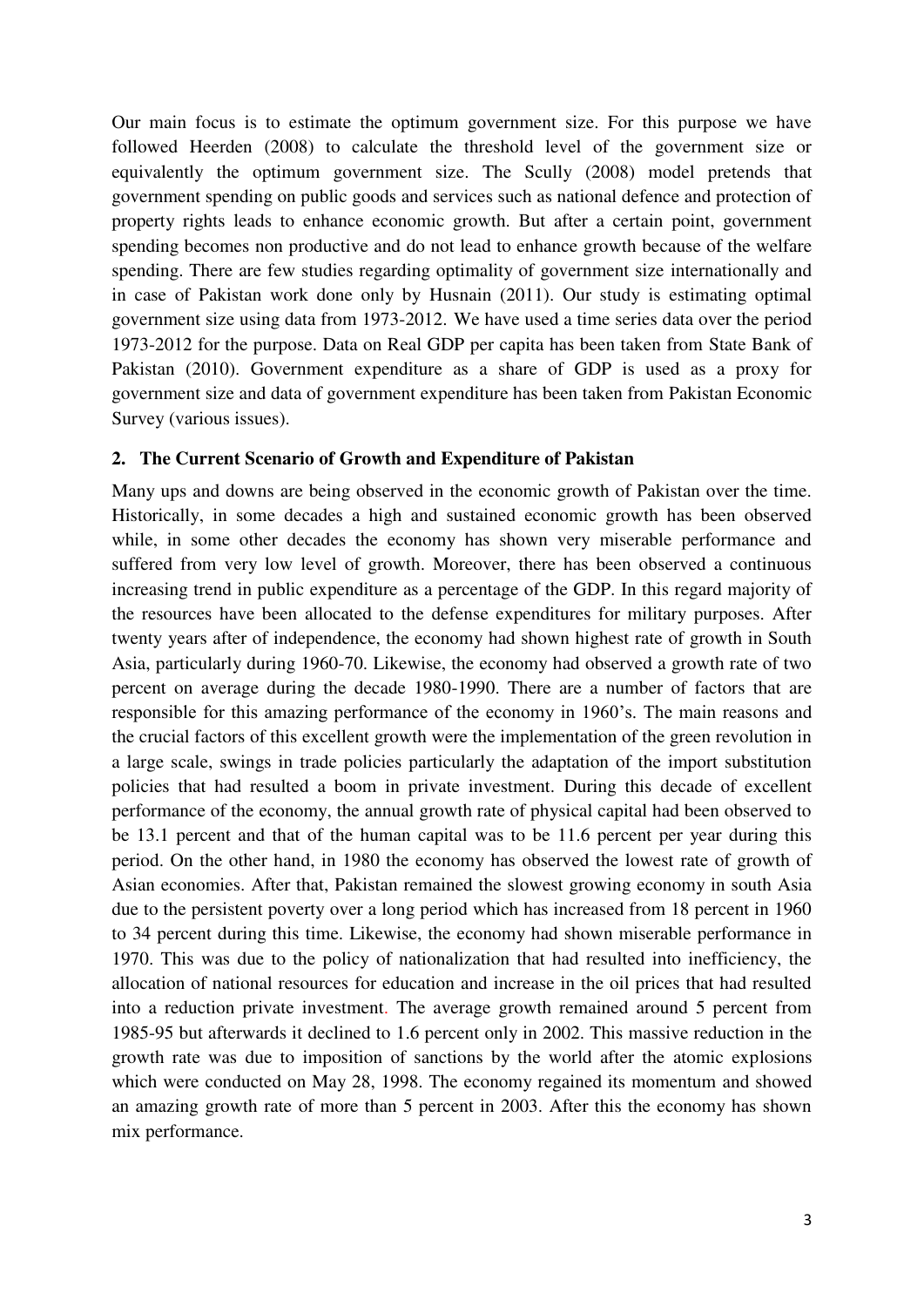Our main focus is to estimate the optimum government size. For this purpose we have followed Heerden (2008) to calculate the threshold level of the government size or equivalently the optimum government size. The Scully (2008) model pretends that government spending on public goods and services such as national defence and protection of property rights leads to enhance economic growth. But after a certain point, government spending becomes non productive and do not lead to enhance growth because of the welfare spending. There are few studies regarding optimality of government size internationally and in case of Pakistan work done only by Husnain (2011). Our study is estimating optimal government size using data from 1973-2012. We have used a time series data over the period 1973-2012 for the purpose. Data on Real GDP per capita has been taken from State Bank of Pakistan (2010). Government expenditure as a share of GDP is used as a proxy for government size and data of government expenditure has been taken from Pakistan Economic Survey (various issues).

## 2. The Current Scenario of Growth and Expenditure of Pakistan

Many ups and downs are being observed in the economic growth of Pakistan over the time. Historically, in some decades a high and sustained economic growth has been observed while, in some other decades the economy has shown very miserable performance and suffered from very low level of growth. Moreover, there has been observed a continuous increasing trend in public expenditure as a percentage of the GDP. In this regard majority of the resources have been allocated to the defense expenditures for military purposes. After twenty years after of independence, the economy had shown highest rate of growth in South Asia, particularly during 1960-70. Likewise, the economy had observed a growth rate of two percent on average during the decade 1980-1990. There are a number of factors that are responsible for this amazing performance of the economy in 1960's. The main reasons and the crucial factors of this excellent growth were the implementation of the green revolution in a large scale, swings in trade policies particularly the adaptation of the import substitution policies that had resulted a boom in private investment. During this decade of excellent performance of the economy, the annual growth rate of physical capital had been observed to be 13.1 percent and that of the human capital was to be 11.6 percent per year during this period. On the other hand, in 1980 the economy has observed the lowest rate of growth of Asian economies. After that, Pakistan remained the slowest growing economy in south Asia due to the persistent poverty over a long period which has increased from 18 percent in 1960 to 34 percent during this time. Likewise, the economy had shown miserable performance in 1970. This was due to the policy of nationalization that had resulted into inefficiency, the allocation of national resources for education and increase in the oil prices that had resulted into a reduction private investment. The average growth remained around 5 percent from 1985-95 but afterwards it declined to 1.6 percent only in 2002. This massive reduction in the growth rate was due to imposition of sanctions by the world after the atomic explosions which were conducted on May 28, 1998. The economy regained its momentum and showed an amazing growth rate of more than 5 percent in 2003. After this the economy has shown mix performance.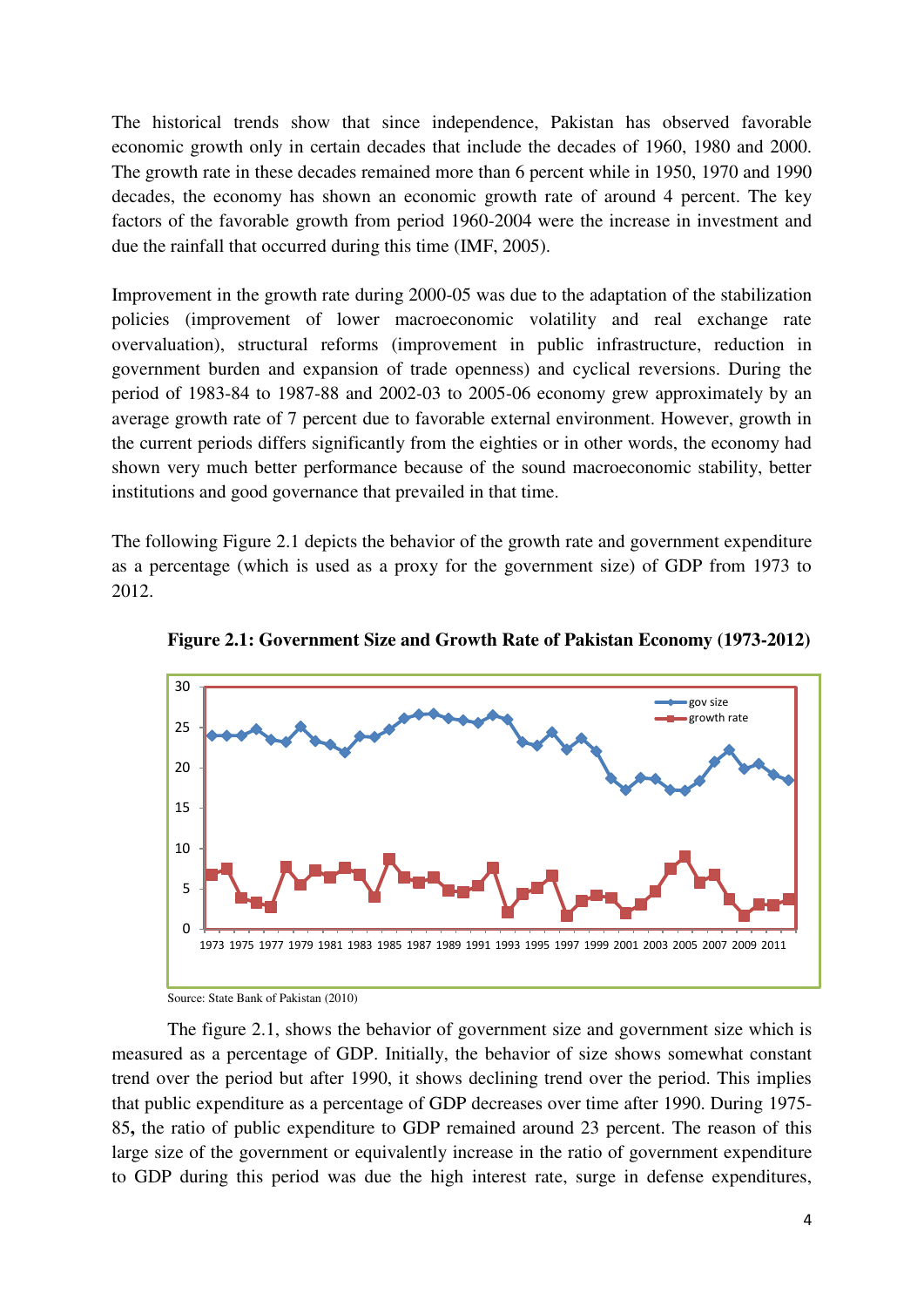The historical trends show that since independence, Pakistan has observed favorable economic growth only in certain decades that include the decades of 1960, 1980 and 2000. The growth rate in these decades remained more than 6 percent while in 1950, 1970 and 1990 decades, the economy has shown an economic growth rate of around 4 percent. The key factors of the favorable growth from period 1960-2004 were the increase in investment and due the rainfall that occurred during this time (IMF, 2005).

Improvement in the growth rate during 2000-05 was due to the adaptation of the stabilization policies (improvement of lower macroeconomic volatility and real exchange rate overvaluation), structural reforms (improvement in public infrastructure, reduction in government burden and expansion of trade openness) and cyclical reversions. During the period of 1983-84 to 1987-88 and 2002-03 to 2005-06 economy grew approximately by an average growth rate of 7 percent due to favorable external environment. However, growth in the current periods differs significantly from the eighties or in other words, the economy had shown very much better performance because of the sound macroeconomic stability, better institutions and good governance that prevailed in that time.

The following Figure 2.1 depicts the behavior of the growth rate and government expenditure as a percentage (which is used as a proxy for the government size) of GDP from 1973 to 2012.

**Figure 2.1: Government Size and Growth Rate of Pakistan Economy (1973-2012)**

Source: State Bank of Pakistan (2010)

The figure 2.1, shows the behavior of government size and government size which is measured as a percentage of GDP. Initially, the behavior of size shows somewhat constant trend over the period but after 1990, it shows declining trend over the period. This implies that public expenditure as a percentage of GDP decreases over time after 1990. During 1975-85**,** the ratio of public expenditure to GDP remained around 23 percent. The reason of this large size of the government or equivalently increase in the ratio of government expenditure to GDP during this period was due the high interest rate, surge in defense expenditures,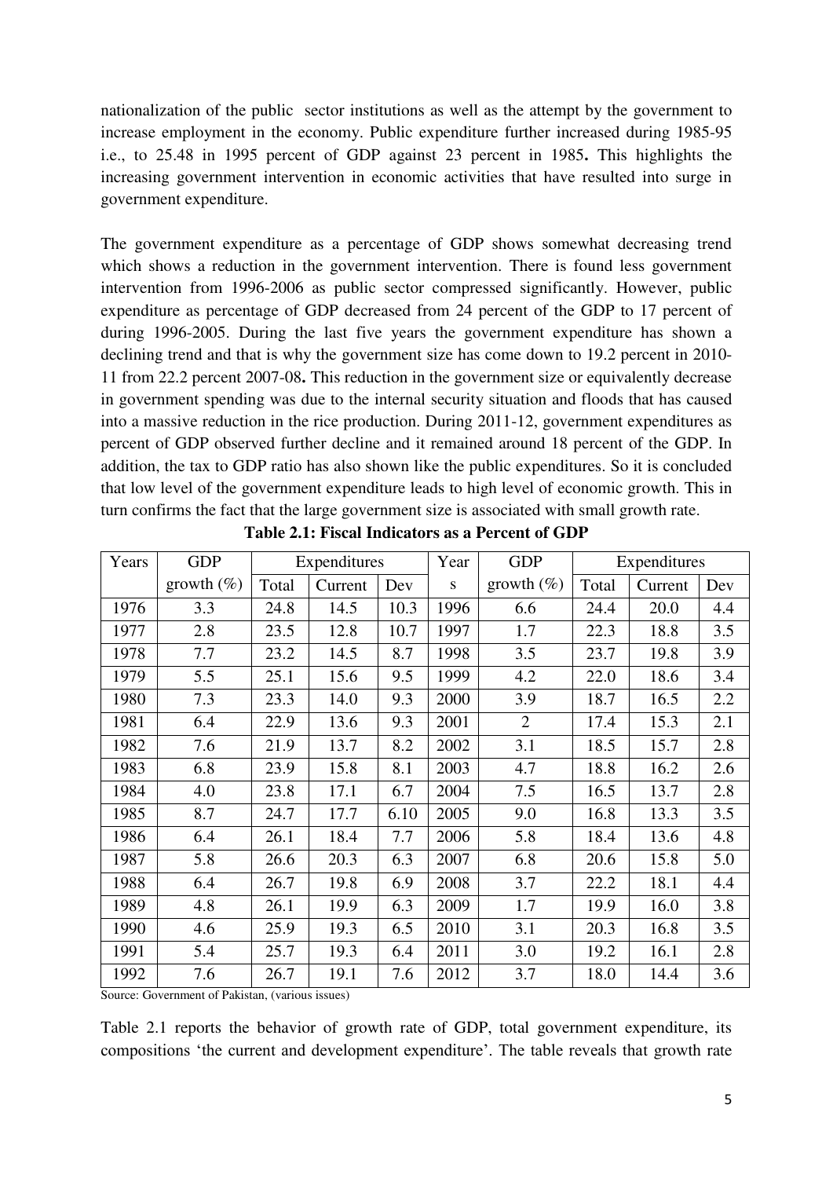nationalization of the public sector institutions as well as the attempt by the government to increase employment in the economy. Public expenditure further increased during 1985-95 i.e., to 25.48 in 1995 percent of GDP against 23 percent in 1985**.** This highlights the increasing government intervention in economic activities that have resulted into surge in government expenditure.

The government expenditure as a percentage of GDP shows somewhat decreasing trend which shows a reduction in the government intervention. There is found less government intervention from 1996-2006 as public sector compressed significantly. However, public expenditure as percentage of GDP decreased from 24 percent of the GDP to 17 percent of during 1996-2005. During the last five years the government expenditure has shown a declining trend and that is why the government size has come down to 19.2 percent in 2010-11 from 22.2 percent 2007-08**.** This reduction in the government size or equivalently decrease in government spending was due to the internal security situation and floods that has caused into a massive reduction in the rice production. During 2011-12, government expenditures as percent of GDP observed further decline and it remained around 18 percent of the GDP. In addition, the tax to GDP ratio has also shown like the public expenditures. So it is concluded that low level of the government expenditure leads to high level of economic growth. This in turn confirms the fact that the large government size is associated with small growth rate.

**Table 2.1: Fiscal Indicators as a Percent of GDP**

| Years | GDP growth (%) | Expenditures | | | Years | GDP growth (%) | Expenditures | | |
|---|---|---|---|---|---|---|---|---|---|
| | | Total | Current | Dev | | | Total | Current | Dev |
| 1976 | 3.3 | 24.8 | 14.5 | 10.3 | 1996 | 6.6 | 24.4 | 20.0 | 4.4 |
| 1977 | 2.8 | 23.5 | 12.8 | 10.7 | 1997 | 1.7 | 22.3 | 18.8 | 3.5 |
| 1978 | 7.7 | 23.2 | 14.5 | 8.7 | 1998 | 3.5 | 23.7 | 19.8 | 3.9 |
| 1979 | 5.5 | 25.1 | 15.6 | 9.5 | 1999 | 4.2 | 22.0 | 18.6 | 3.4 |
| 1980 | 7.3 | 23.3 | 14.0 | 9.3 | 2000 | 3.9 | 18.7 | 16.5 | 2.2 |
| 1981 | 6.4 | 22.9 | 13.6 | 9.3 | 2001 | 2 | 17.4 | 15.3 | 2.1 |
| 1982 | 7.6 | 21.9 | 13.7 | 8.2 | 2002 | 3.1 | 18.5 | 15.7 | 2.8 |
| 1983 | 6.8 | 23.9 | 15.8 | 8.1 | 2003 | 4.7 | 18.8 | 16.2 | 2.6 |
| 1984 | 4.0 | 23.8 | 17.1 | 6.7 | 2004 | 7.5 | 16.5 | 13.7 | 2.8 |
| 1985 | 8.7 | 24.7 | 17.7 | 6.10 | 2005 | 9.0 | 16.8 | 13.3 | 3.5 |
| 1986 | 6.4 | 26.1 | 18.4 | 7.7 | 2006 | 5.8 | 18.4 | 13.6 | 4.8 |
| 1987 | 5.8 | 26.6 | 20.3 | 6.3 | 2007 | 6.8 | 20.6 | 15.8 | 5.0 |
| 1988 | 6.4 | 26.7 | 19.8 | 6.9 | 2008 | 3.7 | 22.2 | 18.1 | 4.4 |
| 1989 | 4.8 | 26.1 | 19.9 | 6.3 | 2009 | 1.7 | 19.9 | 16.0 | 3.8 |
| 1990 | 4.6 | 25.9 | 19.3 | 6.5 | 2010 | 3.1 | 20.3 | 16.8 | 3.5 |
| 1991 | 5.4 | 25.7 | 19.3 | 6.4 | 2011 | 3.0 | 19.2 | 16.1 | 2.8 |
| 1992 | 7.6 | 26.7 | 19.1 | 7.6 | 2012 | 3.7 | 18.0 | 14.4 | 3.6 |

Source: Government of Pakistan, (various issues)

Table 2.1 reports the behavior of growth rate of GDP, total government expenditure, its compositions 'the current and development expenditure'. The table reveals that growth rate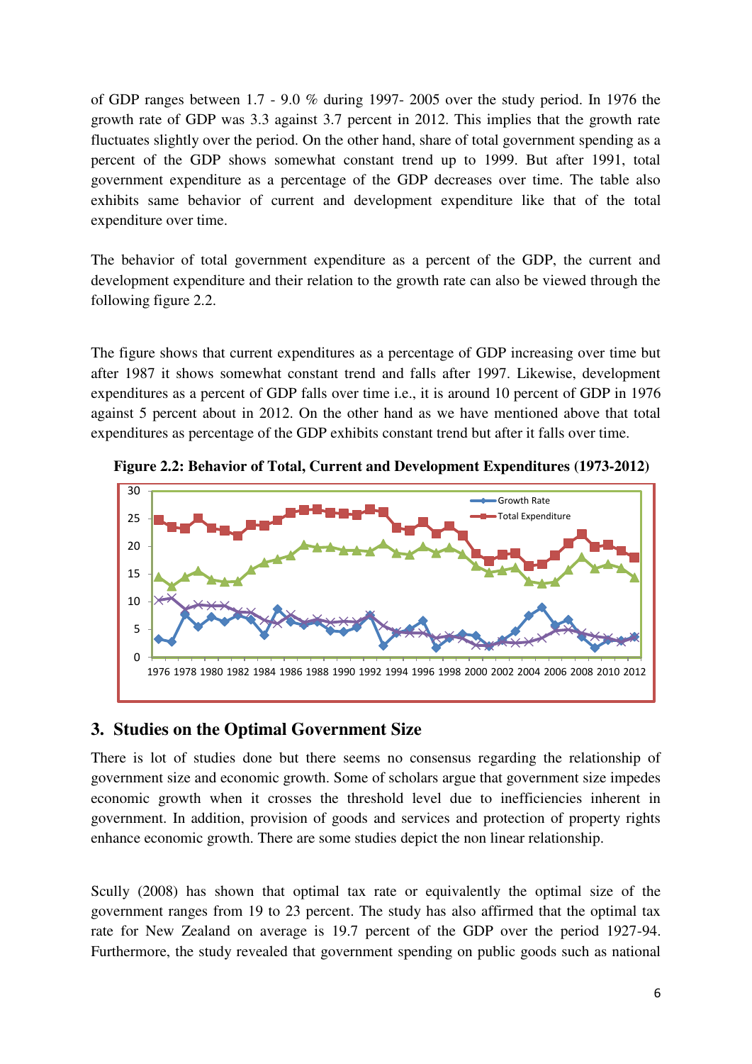of GDP ranges between 1.7 - 9.0 % during 1997- 2005 over the study period. In 1976 the growth rate of GDP was 3.3 against 3.7 percent in 2012. This implies that the growth rate fluctuates slightly over the period. On the other hand, share of total government spending as a percent of the GDP shows somewhat constant trend up to 1999. But after 1991, total government expenditure as a percentage of the GDP decreases over time. The table also exhibits same behavior of current and development expenditure like that of the total expenditure over time.

The behavior of total government expenditure as a percent of the GDP, the current and development expenditure and their relation to the growth rate can also be viewed through the following figure 2.2.

The figure shows that current expenditures as a percentage of GDP increasing over time but after 1987 it shows somewhat constant trend and falls after 1997. Likewise, development expenditures as a percent of GDP falls over time i.e., it is around 10 percent of GDP in 1976 against 5 percent about in 2012. On the other hand as we have mentioned above that total expenditures as percentage of the GDP exhibits constant trend but after it falls over time.

**Figure 2.2: Behavior of Total, Current and Development Expenditures (1973-2012)**

## 3. Studies on the Optimal Government Size

There is lot of studies done but there seems no consensus regarding the relationship of government size and economic growth. Some of scholars argue that government size impedes economic growth when it crosses the threshold level due to inefficiencies inherent in government. In addition, provision of goods and services and protection of property rights enhance economic growth. There are some studies depict the non linear relationship.

Scully (2008) has shown that optimal tax rate or equivalently the optimal size of the government ranges from 19 to 23 percent. The study has also affirmed that the optimal tax rate for New Zealand on average is 19.7 percent of the GDP over the period 1927-94. Furthermore, the study revealed that government spending on public goods such as national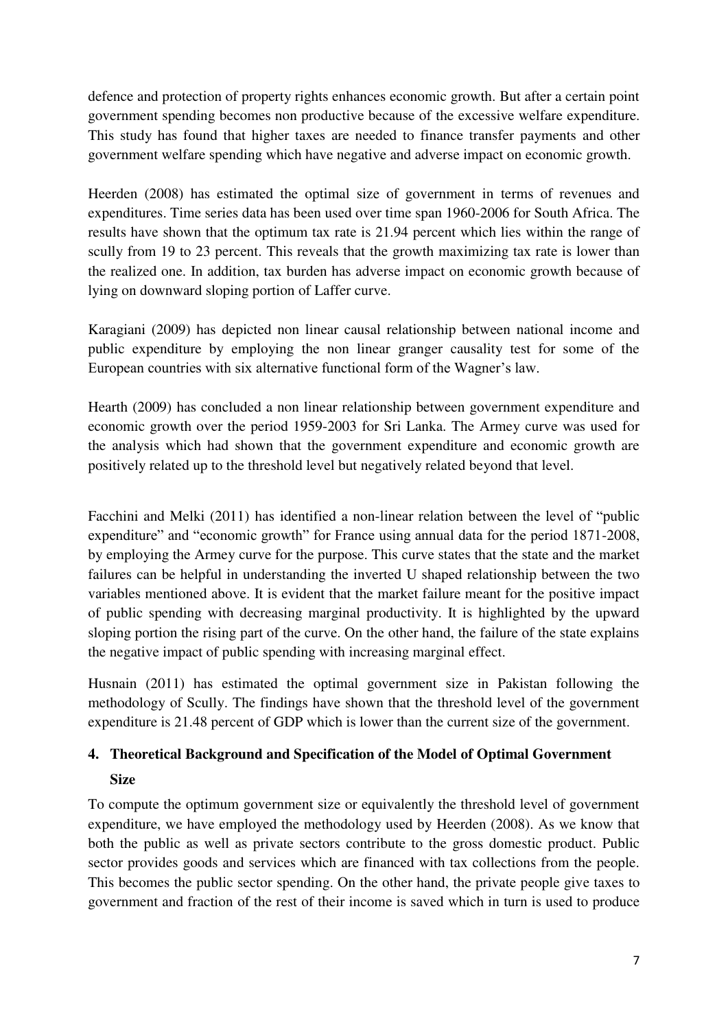defence and protection of property rights enhances economic growth. But after a certain point government spending becomes non productive because of the excessive welfare expenditure. This study has found that higher taxes are needed to finance transfer payments and other government welfare spending which have negative and adverse impact on economic growth.

Heerden (2008) has estimated the optimal size of government in terms of revenues and expenditures. Time series data has been used over time span 1960-2006 for South Africa. The results have shown that the optimum tax rate is 21.94 percent which lies within the range of scully from 19 to 23 percent. This reveals that the growth maximizing tax rate is lower than the realized one. In addition, tax burden has adverse impact on economic growth because of lying on downward sloping portion of Laffer curve.

Karagiani (2009) has depicted non linear causal relationship between national income and public expenditure by employing the non linear granger causality test for some of the European countries with six alternative functional form of the Wagner's law.

Hearth (2009) has concluded a non linear relationship between government expenditure and economic growth over the period 1959-2003 for Sri Lanka. The Armey curve was used for the analysis which had shown that the government expenditure and economic growth are positively related up to the threshold level but negatively related beyond that level.

Facchini and Melki (2011) has identified a non-linear relation between the level of "public expenditure" and "economic growth" for France using annual data for the period 1871-2008, by employing the Armey curve for the purpose. This curve states that the state and the market failures can be helpful in understanding the inverted U shaped relationship between the two variables mentioned above. It is evident that the market failure meant for the positive impact of public spending with decreasing marginal productivity. It is highlighted by the upward sloping portion the rising part of the curve. On the other hand, the failure of the state explains the negative impact of public spending with increasing marginal effect.

Husnain (2011) has estimated the optimal government size in Pakistan following the methodology of Scully. The findings have shown that the threshold level of the government expenditure is 21.48 percent of GDP which is lower than the current size of the government.

## 4. Theoretical Background and Specification of the Model of Optimal Government Size

To compute the optimum government size or equivalently the threshold level of government expenditure, we have employed the methodology used by Heerden (2008). As we know that both the public as well as private sectors contribute to the gross domestic product. Public sector provides goods and services which are financed with tax collections from the people. This becomes the public sector spending. On the other hand, the private people give taxes to government and fraction of the rest of their income is saved which in turn is used to produce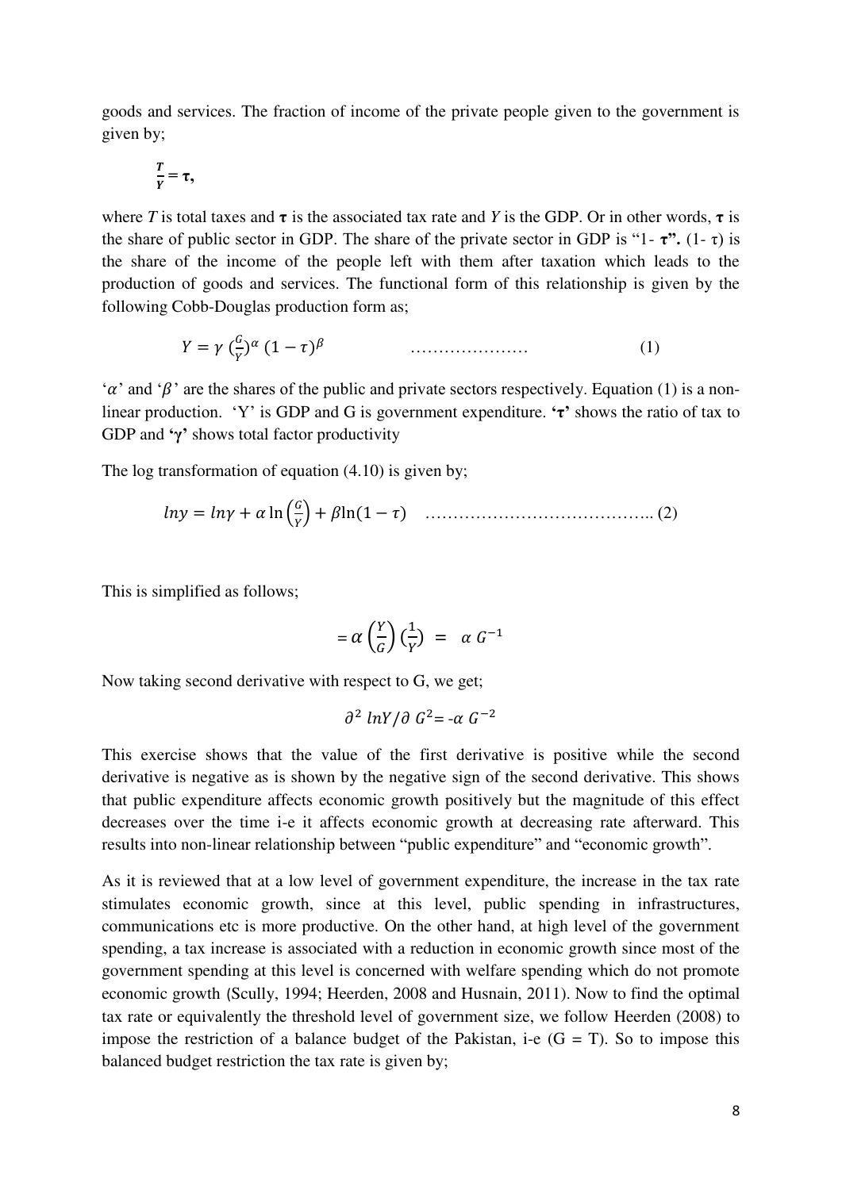goods and services. The fraction of income of the private people given to the government is given by;

$$\frac{T}{Y} = \boldsymbol{\tau},$$

where *T* is total taxes and $\boldsymbol{\tau}$ is the associated tax rate and *Y* is the GDP. Or in other words, $\boldsymbol{\tau}$ is the share of public sector in GDP. The share of the private sector in GDP is "1- **τ**". (1- τ) is the share of the income of the people left with them after taxation which leads to the production of goods and services. The functional form of this relationship is given by the following Cobb-Douglas production form as;

$$Y = \gamma \left(\frac{G}{Y}\right)^{\alpha} (1-\tau)^{\beta} \qquad \ldots\ldots\ldots\ldots\ldots\ldots\ldots \qquad (1)$$

'$\alpha$' and '$\beta$' are the shares of the public and private sectors respectively. Equation (1) is a non-linear production. 'Y' is GDP and G is government expenditure. '**τ**' shows the ratio of tax to GDP and '**γ**' shows total factor productivity

The log transformation of equation (4.10) is given by;

$$ln y = ln\gamma + \alpha \ln\left(\frac{G}{Y}\right) + \beta \ln(1-\tau) \quad \ldots\ldots\ldots\ldots\ldots\ldots\ldots\ldots\ldots\ldots\ldots\ldots .. (2)$$

This is simplified as follows;

$$= \alpha \left(\frac{Y}{G}\right)\left(\frac{1}{Y}\right) \; = \; \alpha \, G^{-1}$$

Now taking second derivative with respect to G, we get;

$$\partial^2 \, lnY / \partial \, G^2 = -\alpha \, G^{-2}$$

This exercise shows that the value of the first derivative is positive while the second derivative is negative as is shown by the negative sign of the second derivative. This shows that public expenditure affects economic growth positively but the magnitude of this effect decreases over the time i-e it affects economic growth at decreasing rate afterward. This results into non-linear relationship between "public expenditure" and "economic growth".

As it is reviewed that at a low level of government expenditure, the increase in the tax rate stimulates economic growth, since at this level, public spending in infrastructures, communications etc is more productive. On the other hand, at high level of the government spending, a tax increase is associated with a reduction in economic growth since most of the government spending at this level is concerned with welfare spending which do not promote economic growth (Scully, 1994; Heerden, 2008 and Husnain, 2011). Now to find the optimal tax rate or equivalently the threshold level of government size, we follow Heerden (2008) to impose the restriction of a balance budget of the Pakistan, i-e (G = T). So to impose this balanced budget restriction the tax rate is given by;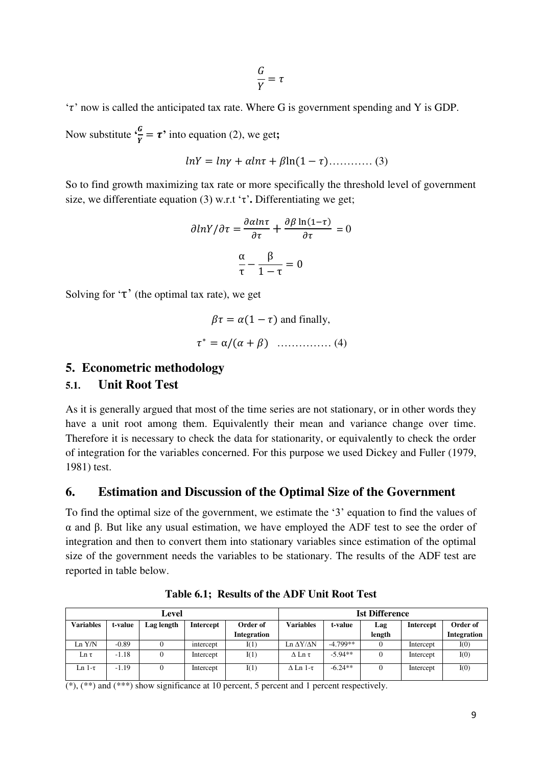$$\frac{G}{Y} = \tau$$

'$\tau$' now is called the anticipated tax rate. Where G is government spending and Y is GDP.

Now substitute '$\frac{G}{Y} = \tau$' into equation (2), we get**;**

$$lnY = ln\gamma + \alpha ln\tau + \beta \ln(1-\tau) \text{............ (3)}$$

So to find growth maximizing tax rate or more specifically the threshold level of government size, we differentiate equation (3) w.r.t '$\tau$'**.** Differentiating we get;

$$\partial lnY/\partial\tau = \frac{\partial \alpha ln\tau}{\partial\tau} + \frac{\partial\beta\ln(1-\tau)}{\partial\tau} = 0$$

$$\frac{\alpha}{\tau} - \frac{\beta}{1-\tau} = 0$$

Solving for '$\tau$' (the optimal tax rate), we get

$$\beta\tau = \alpha(1-\tau) \text{ and finally,}$$

$$\tau^* = \alpha/(\alpha+\beta) \text{ ............... (4)}$$

## 5. Econometric methodology

### 5.1. Unit Root Test

As it is generally argued that most of the time series are not stationary, or in other words they have a unit root among them. Equivalently their mean and variance change over time. Therefore it is necessary to check the data for stationarity, or equivalently to check the order of integration for the variables concerned. For this purpose we used Dickey and Fuller (1979, 1981) test.

## 6. Estimation and Discussion of the Optimal Size of the Government

To find the optimal size of the government, we estimate the '3' equation to find the values of α and β. But like any usual estimation, we have employed the ADF test to see the order of integration and then to convert them into stationary variables since estimation of the optimal size of the government needs the variables to be stationary. The results of the ADF test are reported in table below.

**Table 6.1; Results of the ADF Unit Root Test**

| Level | | | | | Ist Difference | | | | |
|---|---|---|---|---|---|---|---|---|---|
| **Variables** | **t-value** | **Lag length** | **Intercept** | **Order of Integration** | **Variables** | **t-value** | **Lag length** | **Intercept** | **Order of Integration** |
| Ln Y/N | -0.89 | 0 | intercept | I(1) | Ln ΔY/ΔN | -4.799** | 0 | Intercept | I(0) |
| Ln τ | -1.18 | 0 | Intercept | I(1) | Δ Ln τ | -5.94** | 0 | Intercept | I(0) |
| Ln 1-τ | -1.19 | 0 | Intercept | I(1) | Δ Ln 1-τ | -6.24** | 0 | Intercept | I(0) |

(*), (**) and (***) show significance at 10 percent, 5 percent and 1 percent respectively.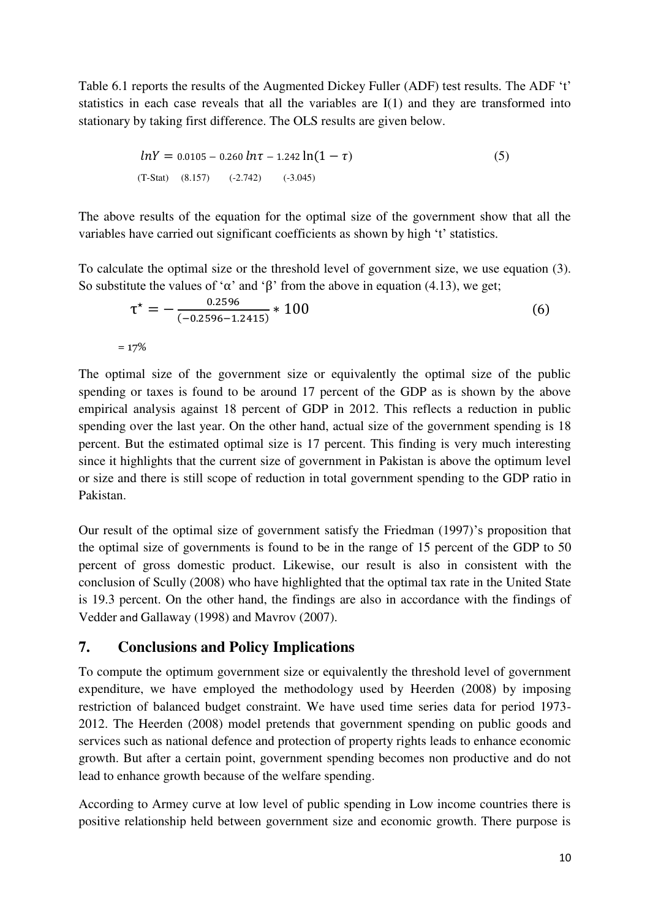Table 6.1 reports the results of the Augmented Dickey Fuller (ADF) test results. The ADF 't' statistics in each case reveals that all the variables are I(1) and they are transformed into stationary by taking first difference. The OLS results are given below.

$$lnY = 0.0105 - 0.260\, ln\tau - 1.242 \ln(1-\tau) \tag{5}$$

(T-Stat) (8.157) (-2.742) (-3.045)

The above results of the equation for the optimal size of the government show that all the variables have carried out significant coefficients as shown by high 't' statistics.

To calculate the optimal size or the threshold level of government size, we use equation (3). So substitute the values of 'α' and 'β' from the above in equation (4.13), we get;

$$\tau^{\star} = -\frac{0.2596}{(-0.2596-1.2415)} * 100 \tag{6}$$

= 17%

The optimal size of the government size or equivalently the optimal size of the public spending or taxes is found to be around 17 percent of the GDP as is shown by the above empirical analysis against 18 percent of GDP in 2012. This reflects a reduction in public spending over the last year. On the other hand, actual size of the government spending is 18 percent. But the estimated optimal size is 17 percent. This finding is very much interesting since it highlights that the current size of government in Pakistan is above the optimum level or size and there is still scope of reduction in total government spending to the GDP ratio in Pakistan.

Our result of the optimal size of government satisfy the Friedman (1997)'s proposition that the optimal size of governments is found to be in the range of 15 percent of the GDP to 50 percent of gross domestic product. Likewise, our result is also in consistent with the conclusion of Scully (2008) who have highlighted that the optimal tax rate in the United State is 19.3 percent. On the other hand, the findings are also in accordance with the findings of Vedder and Gallaway (1998) and Mavrov (2007).

## 7. Conclusions and Policy Implications

To compute the optimum government size or equivalently the threshold level of government expenditure, we have employed the methodology used by Heerden (2008) by imposing restriction of balanced budget constraint. We have used time series data for period 1973-2012. The Heerden (2008) model pretends that government spending on public goods and services such as national defence and protection of property rights leads to enhance economic growth. But after a certain point, government spending becomes non productive and do not lead to enhance growth because of the welfare spending.

According to Armey curve at low level of public spending in Low income countries there is positive relationship held between government size and economic growth. There purpose is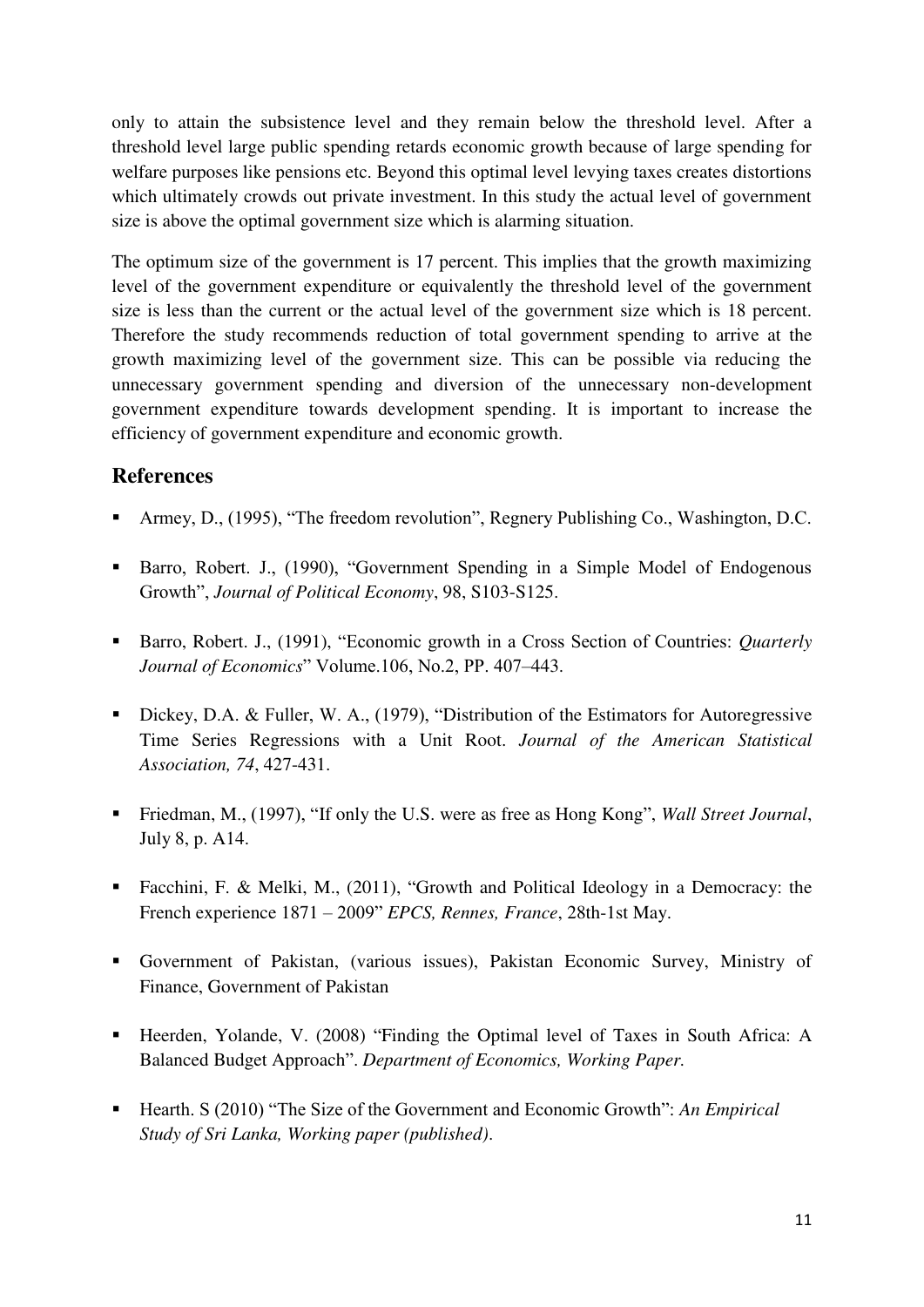only to attain the subsistence level and they remain below the threshold level. After a threshold level large public spending retards economic growth because of large spending for welfare purposes like pensions etc. Beyond this optimal level levying taxes creates distortions which ultimately crowds out private investment. In this study the actual level of government size is above the optimal government size which is alarming situation.

The optimum size of the government is 17 percent. This implies that the growth maximizing level of the government expenditure or equivalently the threshold level of the government size is less than the current or the actual level of the government size which is 18 percent. Therefore the study recommends reduction of total government spending to arrive at the growth maximizing level of the government size. This can be possible via reducing the unnecessary government spending and diversion of the unnecessary non-development government expenditure towards development spending. It is important to increase the efficiency of government expenditure and economic growth.

## References

- Armey, D., (1995), "The freedom revolution", Regnery Publishing Co., Washington, D.C.
- Barro, Robert. J., (1990), "Government Spending in a Simple Model of Endogenous Growth", *Journal of Political Economy*, 98, S103-S125.
- Barro, Robert. J., (1991), "Economic growth in a Cross Section of Countries: *Quarterly Journal of Economics*" Volume.106, No.2, PP. 407–443.
- Dickey, D.A. & Fuller, W. A., (1979), "Distribution of the Estimators for Autoregressive Time Series Regressions with a Unit Root. *Journal of the American Statistical Association, 74*, 427-431.
- Friedman, M., (1997), "If only the U.S. were as free as Hong Kong", *Wall Street Journal*, July 8, p. A14.
- Facchini, F. & Melki, M., (2011), "Growth and Political Ideology in a Democracy: the French experience 1871 – 2009" *EPCS, Rennes, France*, 28th-1st May.
- Government of Pakistan, (various issues), Pakistan Economic Survey, Ministry of Finance, Government of Pakistan
- Heerden, Yolande, V. (2008) "Finding the Optimal level of Taxes in South Africa: A Balanced Budget Approach". *Department of Economics, Working Paper.*
- Hearth. S (2010) "The Size of the Government and Economic Growth": *An Empirical Study of Sri Lanka, Working paper (published)*.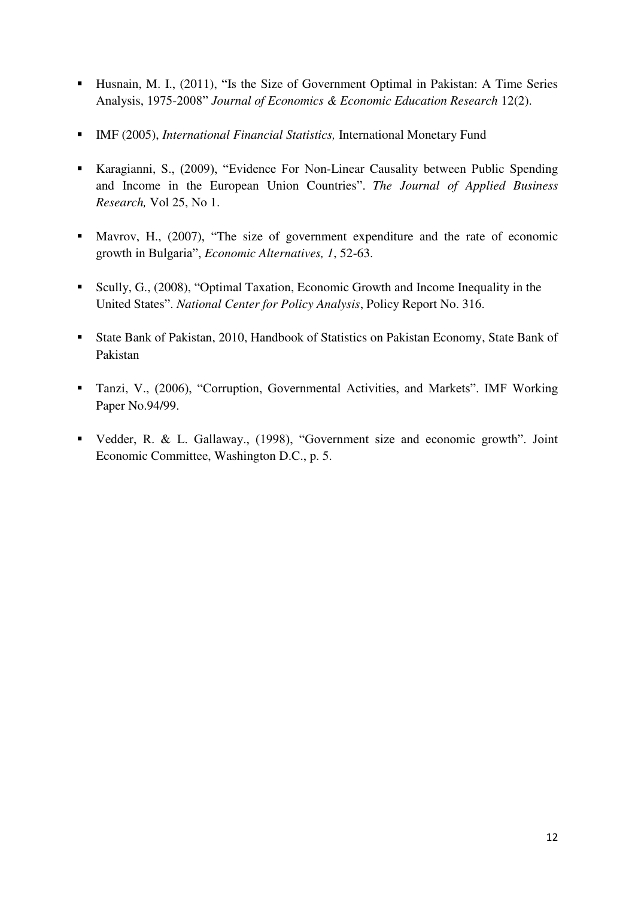- Husnain, M. I., (2011), "Is the Size of Government Optimal in Pakistan: A Time Series Analysis, 1975-2008" *Journal of Economics & Economic Education Research* 12(2).
- IMF (2005), *International Financial Statistics,* International Monetary Fund
- Karagianni, S., (2009), "Evidence For Non-Linear Causality between Public Spending and Income in the European Union Countries". *The Journal of Applied Business Research,* Vol 25, No 1.
- Mavrov, H., (2007), "The size of government expenditure and the rate of economic growth in Bulgaria", *Economic Alternatives, 1*, 52-63.
- Scully, G., (2008), "Optimal Taxation, Economic Growth and Income Inequality in the United States". *National Center for Policy Analysis*, Policy Report No. 316.
- State Bank of Pakistan, 2010, Handbook of Statistics on Pakistan Economy, State Bank of Pakistan
- Tanzi, V., (2006), "Corruption, Governmental Activities, and Markets". IMF Working Paper No.94/99.
- Vedder, R. & L. Gallaway., (1998), "Government size and economic growth". Joint Economic Committee, Washington D.C., p. 5.